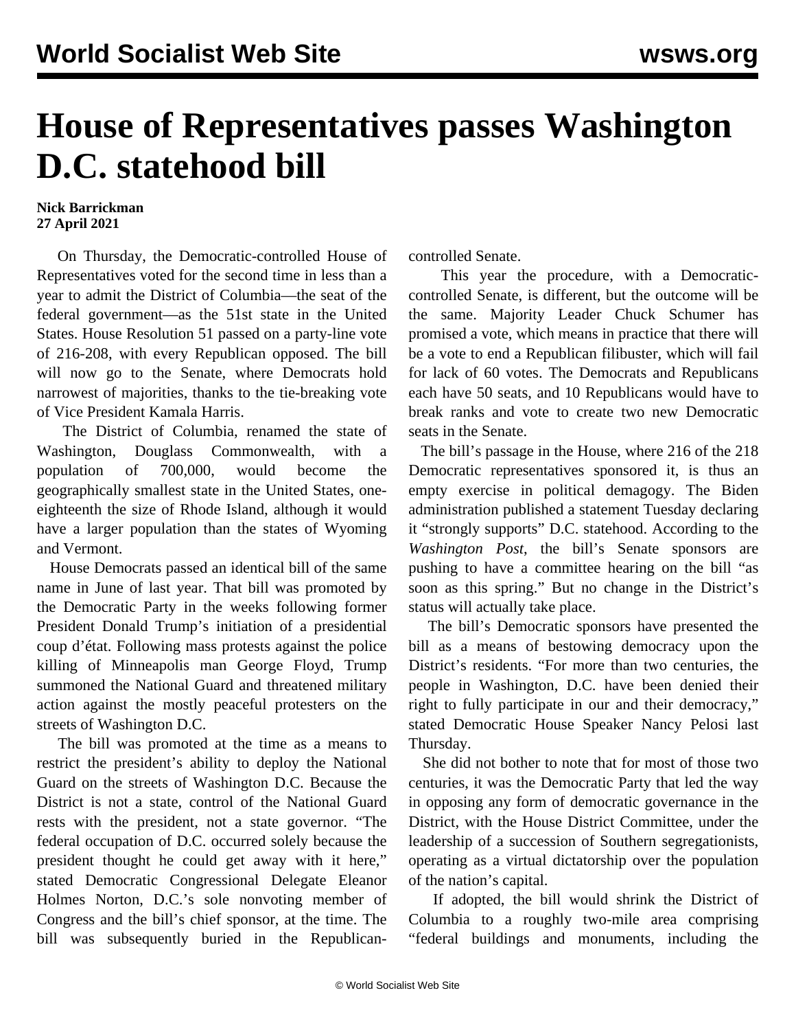# House of Representatives passes Washington D.C. statehood bill

**Nick Barrickman**
**27 April 2021**

On Thursday, the Democratic-controlled House of Representatives voted for the second time in less than a year to admit the District of Columbia—the seat of the federal government—as the 51st state in the United States. House Resolution 51 passed on a party-line vote of 216-208, with every Republican opposed. The bill will now go to the Senate, where Democrats hold narrowest of majorities, thanks to the tie-breaking vote of Vice President Kamala Harris.

The District of Columbia, renamed the state of Washington, Douglass Commonwealth, with a population of 700,000, would become the geographically smallest state in the United States, one-eighteenth the size of Rhode Island, although it would have a larger population than the states of Wyoming and Vermont.

House Democrats passed an identical bill of the same name in June of last year. That bill was promoted by the Democratic Party in the weeks following former President Donald Trump's initiation of a presidential coup d'état. Following mass protests against the police killing of Minneapolis man George Floyd, Trump summoned the National Guard and threatened military action against the mostly peaceful protesters on the streets of Washington D.C.

The bill was promoted at the time as a means to restrict the president's ability to deploy the National Guard on the streets of Washington D.C. Because the District is not a state, control of the National Guard rests with the president, not a state governor. "The federal occupation of D.C. occurred solely because the president thought he could get away with it here," stated Democratic Congressional Delegate Eleanor Holmes Norton, D.C.'s sole nonvoting member of Congress and the bill's chief sponsor, at the time. The bill was subsequently buried in the Republican-controlled Senate.

This year the procedure, with a Democratic-controlled Senate, is different, but the outcome will be the same. Majority Leader Chuck Schumer has promised a vote, which means in practice that there will be a vote to end a Republican filibuster, which will fail for lack of 60 votes. The Democrats and Republicans each have 50 seats, and 10 Republicans would have to break ranks and vote to create two new Democratic seats in the Senate.

The bill's passage in the House, where 216 of the 218 Democratic representatives sponsored it, is thus an empty exercise in political demagogy. The Biden administration published a statement Tuesday declaring it "strongly supports" D.C. statehood. According to the *Washington Post*, the bill's Senate sponsors are pushing to have a committee hearing on the bill "as soon as this spring." But no change in the District's status will actually take place.

The bill's Democratic sponsors have presented the bill as a means of bestowing democracy upon the District's residents. "For more than two centuries, the people in Washington, D.C. have been denied their right to fully participate in our and their democracy," stated Democratic House Speaker Nancy Pelosi last Thursday.

She did not bother to note that for most of those two centuries, it was the Democratic Party that led the way in opposing any form of democratic governance in the District, with the House District Committee, under the leadership of a succession of Southern segregationists, operating as a virtual dictatorship over the population of the nation's capital.

If adopted, the bill would shrink the District of Columbia to a roughly two-mile area comprising "federal buildings and monuments, including the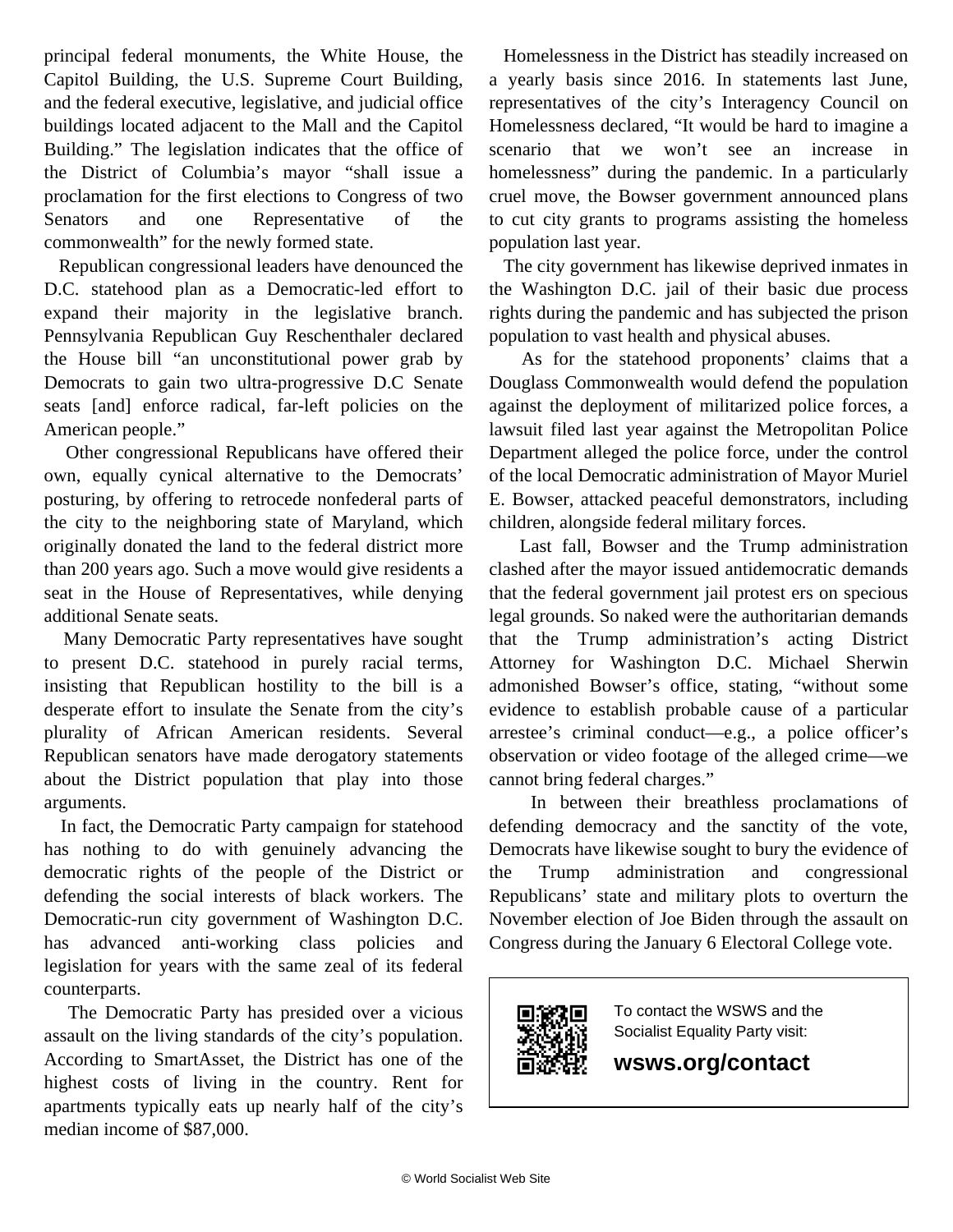principal federal monuments, the White House, the Capitol Building, the U.S. Supreme Court Building, and the federal executive, legislative, and judicial office buildings located adjacent to the Mall and the Capitol Building." The legislation indicates that the office of the District of Columbia's mayor "shall issue a proclamation for the first elections to Congress of two Senators and one Representative of the commonwealth" for the newly formed state.

Republican congressional leaders have denounced the D.C. statehood plan as a Democratic-led effort to expand their majority in the legislative branch. Pennsylvania Republican Guy Reschenthaler declared the House bill "an unconstitutional power grab by Democrats to gain two ultra-progressive D.C Senate seats [and] enforce radical, far-left policies on the American people."

Other congressional Republicans have offered their own, equally cynical alternative to the Democrats' posturing, by offering to retrocede nonfederal parts of the city to the neighboring state of Maryland, which originally donated the land to the federal district more than 200 years ago. Such a move would give residents a seat in the House of Representatives, while denying additional Senate seats.

Many Democratic Party representatives have sought to present D.C. statehood in purely racial terms, insisting that Republican hostility to the bill is a desperate effort to insulate the Senate from the city's plurality of African American residents. Several Republican senators have made derogatory statements about the District population that play into those arguments.

In fact, the Democratic Party campaign for statehood has nothing to do with genuinely advancing the democratic rights of the people of the District or defending the social interests of black workers. The Democratic-run city government of Washington D.C. has advanced anti-working class policies and legislation for years with the same zeal of its federal counterparts.

The Democratic Party has presided over a vicious assault on the living standards of the city's population. According to SmartAsset, the District has one of the highest costs of living in the country. Rent for apartments typically eats up nearly half of the city's median income of $87,000.

Homelessness in the District has steadily increased on a yearly basis since 2016. In statements last June, representatives of the city's Interagency Council on Homelessness declared, "It would be hard to imagine a scenario that we won't see an increase in homelessness" during the pandemic. In a particularly cruel move, the Bowser government announced plans to cut city grants to programs assisting the homeless population last year.

The city government has likewise deprived inmates in the Washington D.C. jail of their basic due process rights during the pandemic and has subjected the prison population to vast health and physical abuses.

As for the statehood proponents' claims that a Douglass Commonwealth would defend the population against the deployment of militarized police forces, a lawsuit filed last year against the Metropolitan Police Department alleged the police force, under the control of the local Democratic administration of Mayor Muriel E. Bowser, attacked peaceful demonstrators, including children, alongside federal military forces.

Last fall, Bowser and the Trump administration clashed after the mayor issued antidemocratic demands that the federal government jail protest ers on specious legal grounds. So naked were the authoritarian demands that the Trump administration's acting District Attorney for Washington D.C. Michael Sherwin admonished Bowser's office, stating, "without some evidence to establish probable cause of a particular arrestee's criminal conduct—e.g., a police officer's observation or video footage of the alleged crime—we cannot bring federal charges."

In between their breathless proclamations of defending democracy and the sanctity of the vote, Democrats have likewise sought to bury the evidence of the Trump administration and congressional Republicans' state and military plots to overturn the November election of Joe Biden through the assault on Congress during the January 6 Electoral College vote.

To contact the WSWS and the Socialist Equality Party visit:

**wsws.org/contact**